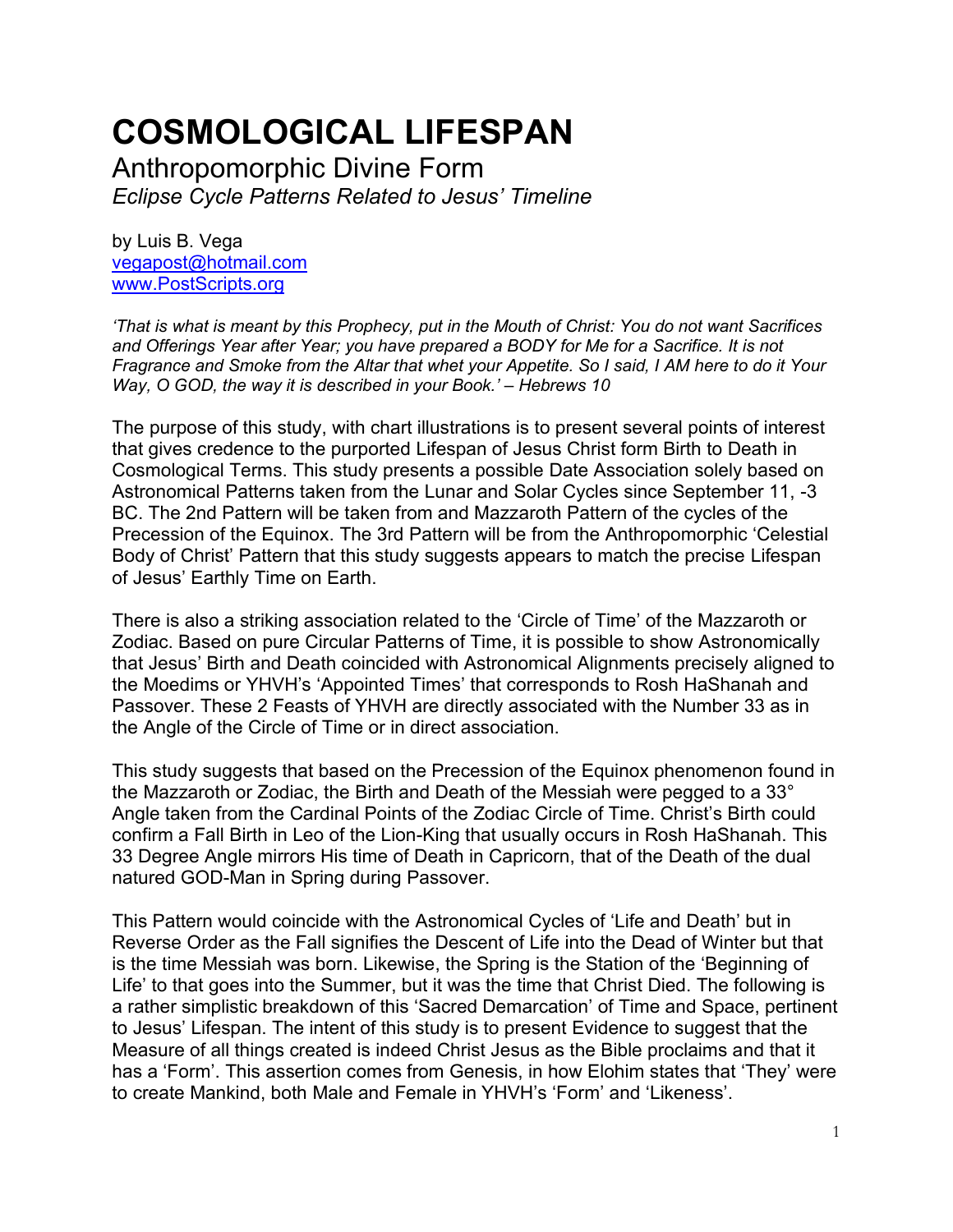# COSMOLOGICAL LIFESPAN

## Anthropomorphic Divine Form

### *Eclipse Cycle Patterns Related to Jesus' Timeline*

by Luis B. Vega
vegapost@hotmail.com
www.PostScripts.org

*'That is what is meant by this Prophecy, put in the Mouth of Christ: You do not want Sacrifices and Offerings Year after Year; you have prepared a BODY for Me for a Sacrifice. It is not Fragrance and Smoke from the Altar that whet your Appetite. So I said, I AM here to do it Your Way, O GOD, the way it is described in your Book.' – Hebrews 10*

The purpose of this study, with chart illustrations is to present several points of interest that gives credence to the purported Lifespan of Jesus Christ form Birth to Death in Cosmological Terms. This study presents a possible Date Association solely based on Astronomical Patterns taken from the Lunar and Solar Cycles since September 11, -3 BC. The 2nd Pattern will be taken from and Mazzaroth Pattern of the cycles of the Precession of the Equinox. The 3rd Pattern will be from the Anthropomorphic 'Celestial Body of Christ' Pattern that this study suggests appears to match the precise Lifespan of Jesus' Earthly Time on Earth.

There is also a striking association related to the 'Circle of Time' of the Mazzaroth or Zodiac. Based on pure Circular Patterns of Time, it is possible to show Astronomically that Jesus' Birth and Death coincided with Astronomical Alignments precisely aligned to the Moedims or YHVH's 'Appointed Times' that corresponds to Rosh HaShanah and Passover. These 2 Feasts of YHVH are directly associated with the Number 33 as in the Angle of the Circle of Time or in direct association.

This study suggests that based on the Precession of the Equinox phenomenon found in the Mazzaroth or Zodiac, the Birth and Death of the Messiah were pegged to a 33° Angle taken from the Cardinal Points of the Zodiac Circle of Time. Christ's Birth could confirm a Fall Birth in Leo of the Lion-King that usually occurs in Rosh HaShanah. This 33 Degree Angle mirrors His time of Death in Capricorn, that of the Death of the dual natured GOD-Man in Spring during Passover.

This Pattern would coincide with the Astronomical Cycles of 'Life and Death' but in Reverse Order as the Fall signifies the Descent of Life into the Dead of Winter but that is the time Messiah was born. Likewise, the Spring is the Station of the 'Beginning of Life' to that goes into the Summer, but it was the time that Christ Died. The following is a rather simplistic breakdown of this 'Sacred Demarcation' of Time and Space, pertinent to Jesus' Lifespan. The intent of this study is to present Evidence to suggest that the Measure of all things created is indeed Christ Jesus as the Bible proclaims and that it has a 'Form'. This assertion comes from Genesis, in how Elohim states that 'They' were to create Mankind, both Male and Female in YHVH's 'Form' and 'Likeness'.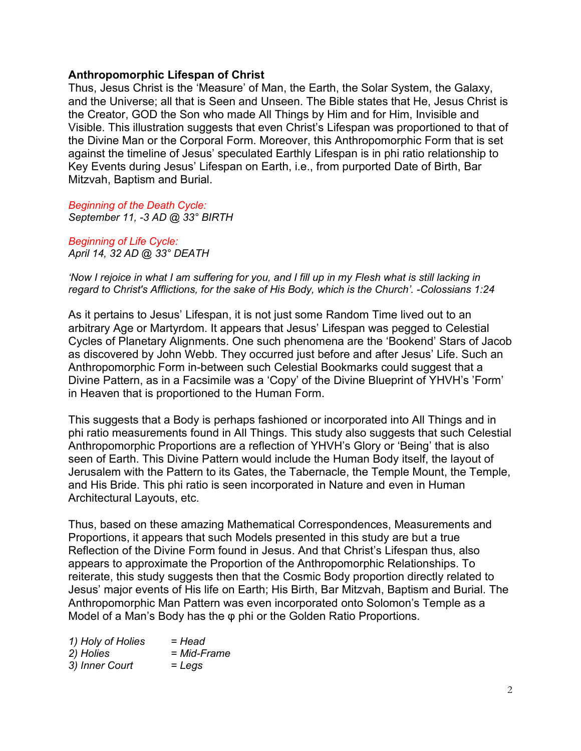**Anthropomorphic Lifespan of Christ**

Thus, Jesus Christ is the 'Measure' of Man, the Earth, the Solar System, the Galaxy, and the Universe; all that is Seen and Unseen. The Bible states that He, Jesus Christ is the Creator, GOD the Son who made All Things by Him and for Him, Invisible and Visible. This illustration suggests that even Christ's Lifespan was proportioned to that of the Divine Man or the Corporal Form. Moreover, this Anthropomorphic Form that is set against the timeline of Jesus' speculated Earthly Lifespan is in phi ratio relationship to Key Events during Jesus' Lifespan on Earth, i.e., from purported Date of Birth, Bar Mitzvah, Baptism and Burial.

*Beginning of the Death Cycle:*
*September 11, -3 AD @ 33° BIRTH*

*Beginning of Life Cycle:*
*April 14, 32 AD @ 33° DEATH*

*'Now I rejoice in what I am suffering for you, and I fill up in my Flesh what is still lacking in regard to Christ's Afflictions, for the sake of His Body, which is the Church'. -Colossians 1:24*

As it pertains to Jesus' Lifespan, it is not just some Random Time lived out to an arbitrary Age or Martyrdom. It appears that Jesus' Lifespan was pegged to Celestial Cycles of Planetary Alignments. One such phenomena are the 'Bookend' Stars of Jacob as discovered by John Webb. They occurred just before and after Jesus' Life. Such an Anthropomorphic Form in-between such Celestial Bookmarks could suggest that a Divine Pattern, as in a Facsimile was a 'Copy' of the Divine Blueprint of YHVH's 'Form' in Heaven that is proportioned to the Human Form.

This suggests that a Body is perhaps fashioned or incorporated into All Things and in phi ratio measurements found in All Things. This study also suggests that such Celestial Anthropomorphic Proportions are a reflection of YHVH's Glory or 'Being' that is also seen of Earth. This Divine Pattern would include the Human Body itself, the layout of Jerusalem with the Pattern to its Gates, the Tabernacle, the Temple Mount, the Temple, and His Bride. This phi ratio is seen incorporated in Nature and even in Human Architectural Layouts, etc.

Thus, based on these amazing Mathematical Correspondences, Measurements and Proportions, it appears that such Models presented in this study are but a true Reflection of the Divine Form found in Jesus. And that Christ's Lifespan thus, also appears to approximate the Proportion of the Anthropomorphic Relationships. To reiterate, this study suggests then that the Cosmic Body proportion directly related to Jesus' major events of His life on Earth; His Birth, Bar Mitzvah, Baptism and Burial. The Anthropomorphic Man Pattern was even incorporated onto Solomon's Temple as a Model of a Man's Body has the φ phi or the Golden Ratio Proportions.

*1) Holy of Holies = Head*
*2) Holies = Mid-Frame*
*3) Inner Court = Legs*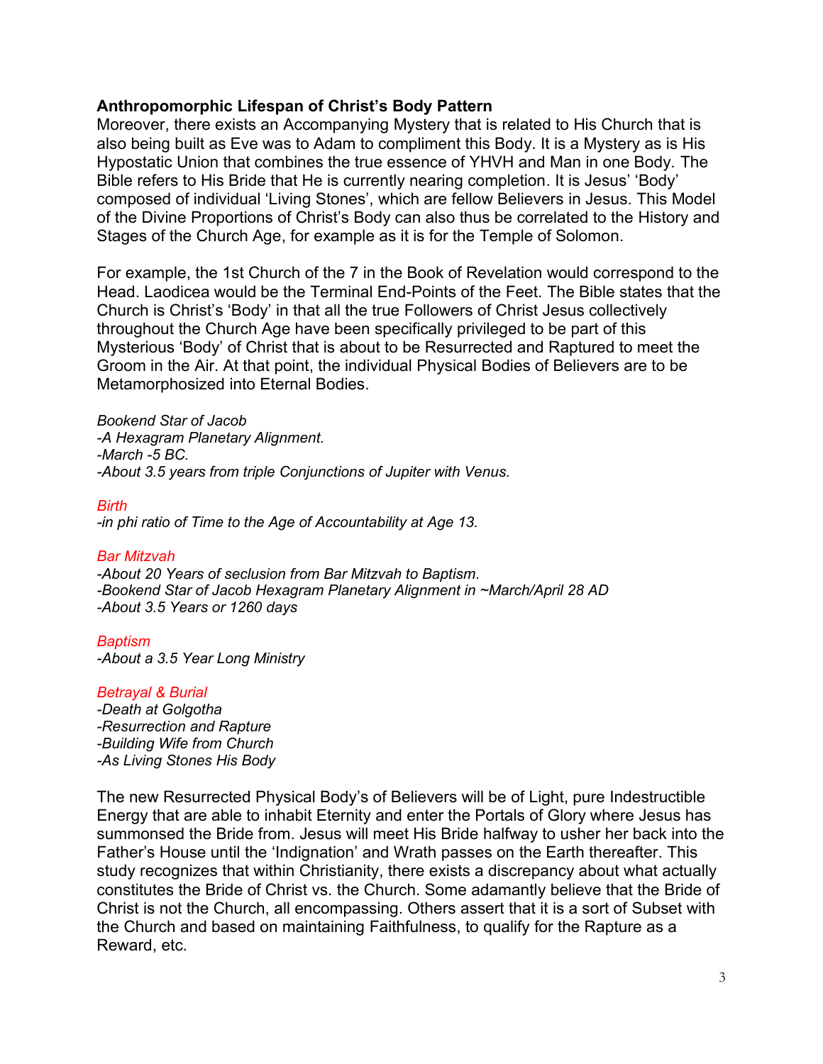**Anthropomorphic Lifespan of Christ's Body Pattern**

Moreover, there exists an Accompanying Mystery that is related to His Church that is also being built as Eve was to Adam to compliment this Body. It is a Mystery as is His Hypostatic Union that combines the true essence of YHVH and Man in one Body. The Bible refers to His Bride that He is currently nearing completion. It is Jesus' 'Body' composed of individual 'Living Stones', which are fellow Believers in Jesus. This Model of the Divine Proportions of Christ's Body can also thus be correlated to the History and Stages of the Church Age, for example as it is for the Temple of Solomon.

For example, the 1st Church of the 7 in the Book of Revelation would correspond to the Head. Laodicea would be the Terminal End-Points of the Feet. The Bible states that the Church is Christ's 'Body' in that all the true Followers of Christ Jesus collectively throughout the Church Age have been specifically privileged to be part of this Mysterious 'Body' of Christ that is about to be Resurrected and Raptured to meet the Groom in the Air. At that point, the individual Physical Bodies of Believers are to be Metamorphosized into Eternal Bodies.

*Bookend Star of Jacob*
*-A Hexagram Planetary Alignment.*
*-March -5 BC.*
*-About 3.5 years from triple Conjunctions of Jupiter with Venus.*

*Birth*
*-in phi ratio of Time to the Age of Accountability at Age 13.*

*Bar Mitzvah*
*-About 20 Years of seclusion from Bar Mitzvah to Baptism.*
*-Bookend Star of Jacob Hexagram Planetary Alignment in ~March/April 28 AD*
*-About 3.5 Years or 1260 days*

*Baptism*
*-About a 3.5 Year Long Ministry*

*Betrayal & Burial*
*-Death at Golgotha*
*-Resurrection and Rapture*
*-Building Wife from Church*
*-As Living Stones His Body*

The new Resurrected Physical Body's of Believers will be of Light, pure Indestructible Energy that are able to inhabit Eternity and enter the Portals of Glory where Jesus has summonsed the Bride from. Jesus will meet His Bride halfway to usher her back into the Father's House until the 'Indignation' and Wrath passes on the Earth thereafter. This study recognizes that within Christianity, there exists a discrepancy about what actually constitutes the Bride of Christ vs. the Church. Some adamantly believe that the Bride of Christ is not the Church, all encompassing. Others assert that it is a sort of Subset with the Church and based on maintaining Faithfulness, to qualify for the Rapture as a Reward, etc.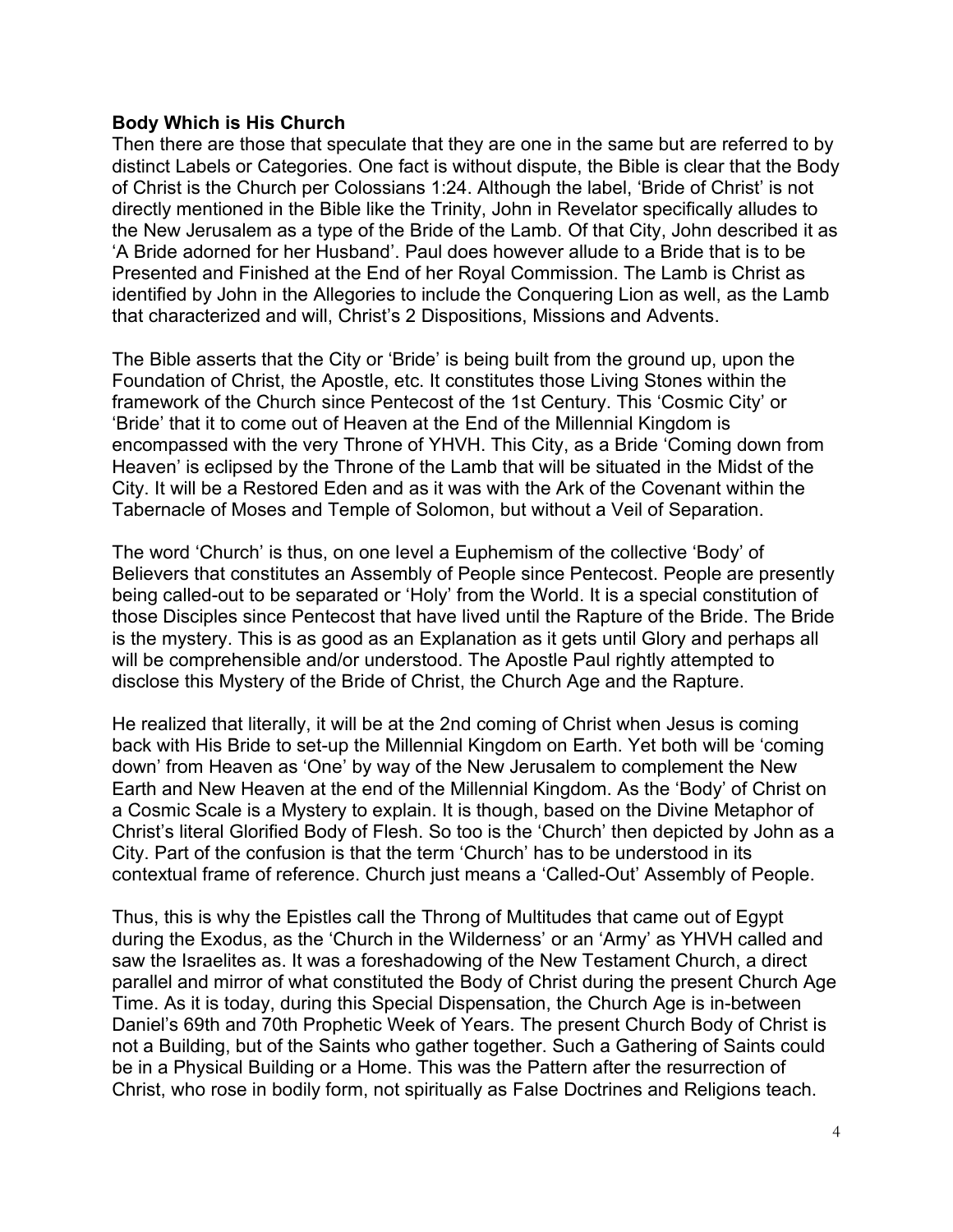**Body Which is His Church**

Then there are those that speculate that they are one in the same but are referred to by distinct Labels or Categories. One fact is without dispute, the Bible is clear that the Body of Christ is the Church per Colossians 1:24. Although the label, 'Bride of Christ' is not directly mentioned in the Bible like the Trinity, John in Revelator specifically alludes to the New Jerusalem as a type of the Bride of the Lamb. Of that City, John described it as 'A Bride adorned for her Husband'. Paul does however allude to a Bride that is to be Presented and Finished at the End of her Royal Commission. The Lamb is Christ as identified by John in the Allegories to include the Conquering Lion as well, as the Lamb that characterized and will, Christ's 2 Dispositions, Missions and Advents.

The Bible asserts that the City or 'Bride' is being built from the ground up, upon the Foundation of Christ, the Apostle, etc. It constitutes those Living Stones within the framework of the Church since Pentecost of the 1st Century. This 'Cosmic City' or 'Bride' that it to come out of Heaven at the End of the Millennial Kingdom is encompassed with the very Throne of YHVH. This City, as a Bride 'Coming down from Heaven' is eclipsed by the Throne of the Lamb that will be situated in the Midst of the City. It will be a Restored Eden and as it was with the Ark of the Covenant within the Tabernacle of Moses and Temple of Solomon, but without a Veil of Separation.

The word 'Church' is thus, on one level a Euphemism of the collective 'Body' of Believers that constitutes an Assembly of People since Pentecost. People are presently being called-out to be separated or 'Holy' from the World. It is a special constitution of those Disciples since Pentecost that have lived until the Rapture of the Bride. The Bride is the mystery. This is as good as an Explanation as it gets until Glory and perhaps all will be comprehensible and/or understood. The Apostle Paul rightly attempted to disclose this Mystery of the Bride of Christ, the Church Age and the Rapture.

He realized that literally, it will be at the 2nd coming of Christ when Jesus is coming back with His Bride to set-up the Millennial Kingdom on Earth. Yet both will be 'coming down' from Heaven as 'One' by way of the New Jerusalem to complement the New Earth and New Heaven at the end of the Millennial Kingdom. As the 'Body' of Christ on a Cosmic Scale is a Mystery to explain. It is though, based on the Divine Metaphor of Christ's literal Glorified Body of Flesh. So too is the 'Church' then depicted by John as a City. Part of the confusion is that the term 'Church' has to be understood in its contextual frame of reference. Church just means a 'Called-Out' Assembly of People.

Thus, this is why the Epistles call the Throng of Multitudes that came out of Egypt during the Exodus, as the 'Church in the Wilderness' or an 'Army' as YHVH called and saw the Israelites as. It was a foreshadowing of the New Testament Church, a direct parallel and mirror of what constituted the Body of Christ during the present Church Age Time. As it is today, during this Special Dispensation, the Church Age is in-between Daniel's 69th and 70th Prophetic Week of Years. The present Church Body of Christ is not a Building, but of the Saints who gather together. Such a Gathering of Saints could be in a Physical Building or a Home. This was the Pattern after the resurrection of Christ, who rose in bodily form, not spiritually as False Doctrines and Religions teach.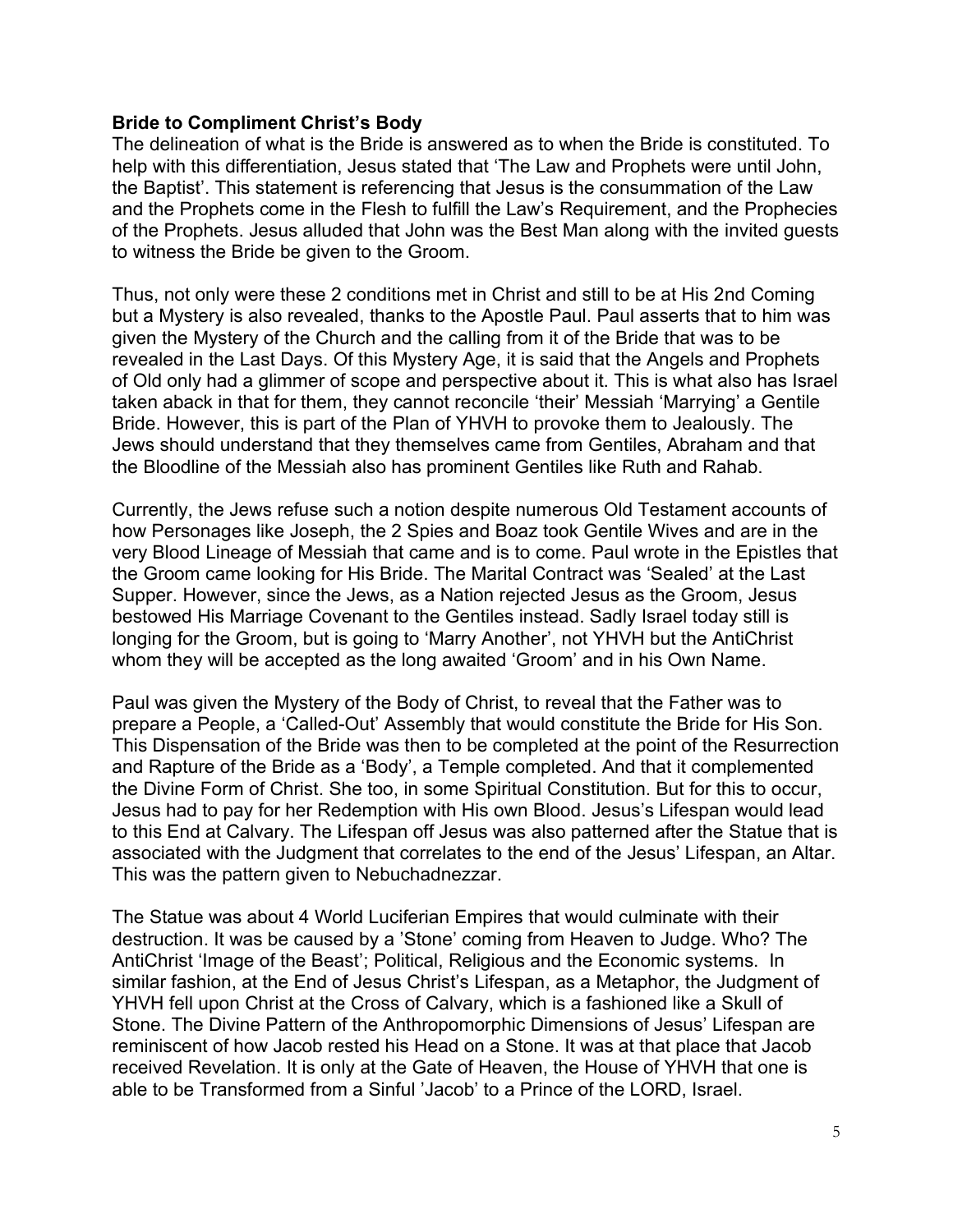**Bride to Compliment Christ's Body**

The delineation of what is the Bride is answered as to when the Bride is constituted. To help with this differentiation, Jesus stated that 'The Law and Prophets were until John, the Baptist'. This statement is referencing that Jesus is the consummation of the Law and the Prophets come in the Flesh to fulfill the Law's Requirement, and the Prophecies of the Prophets. Jesus alluded that John was the Best Man along with the invited guests to witness the Bride be given to the Groom.

Thus, not only were these 2 conditions met in Christ and still to be at His 2nd Coming but a Mystery is also revealed, thanks to the Apostle Paul. Paul asserts that to him was given the Mystery of the Church and the calling from it of the Bride that was to be revealed in the Last Days. Of this Mystery Age, it is said that the Angels and Prophets of Old only had a glimmer of scope and perspective about it. This is what also has Israel taken aback in that for them, they cannot reconcile 'their' Messiah 'Marrying' a Gentile Bride. However, this is part of the Plan of YHVH to provoke them to Jealously. The Jews should understand that they themselves came from Gentiles, Abraham and that the Bloodline of the Messiah also has prominent Gentiles like Ruth and Rahab.

Currently, the Jews refuse such a notion despite numerous Old Testament accounts of how Personages like Joseph, the 2 Spies and Boaz took Gentile Wives and are in the very Blood Lineage of Messiah that came and is to come. Paul wrote in the Epistles that the Groom came looking for His Bride. The Marital Contract was 'Sealed' at the Last Supper. However, since the Jews, as a Nation rejected Jesus as the Groom, Jesus bestowed His Marriage Covenant to the Gentiles instead. Sadly Israel today still is longing for the Groom, but is going to 'Marry Another', not YHVH but the AntiChrist whom they will be accepted as the long awaited 'Groom' and in his Own Name.

Paul was given the Mystery of the Body of Christ, to reveal that the Father was to prepare a People, a 'Called-Out' Assembly that would constitute the Bride for His Son. This Dispensation of the Bride was then to be completed at the point of the Resurrection and Rapture of the Bride as a 'Body', a Temple completed. And that it complemented the Divine Form of Christ. She too, in some Spiritual Constitution. But for this to occur, Jesus had to pay for her Redemption with His own Blood. Jesus's Lifespan would lead to this End at Calvary. The Lifespan off Jesus was also patterned after the Statue that is associated with the Judgment that correlates to the end of the Jesus' Lifespan, an Altar. This was the pattern given to Nebuchadnezzar.

The Statue was about 4 World Luciferian Empires that would culminate with their destruction. It was be caused by a 'Stone' coming from Heaven to Judge. Who? The AntiChrist 'Image of the Beast'; Political, Religious and the Economic systems. In similar fashion, at the End of Jesus Christ's Lifespan, as a Metaphor, the Judgment of YHVH fell upon Christ at the Cross of Calvary, which is a fashioned like a Skull of Stone. The Divine Pattern of the Anthropomorphic Dimensions of Jesus' Lifespan are reminiscent of how Jacob rested his Head on a Stone. It was at that place that Jacob received Revelation. It is only at the Gate of Heaven, the House of YHVH that one is able to be Transformed from a Sinful 'Jacob' to a Prince of the LORD, Israel.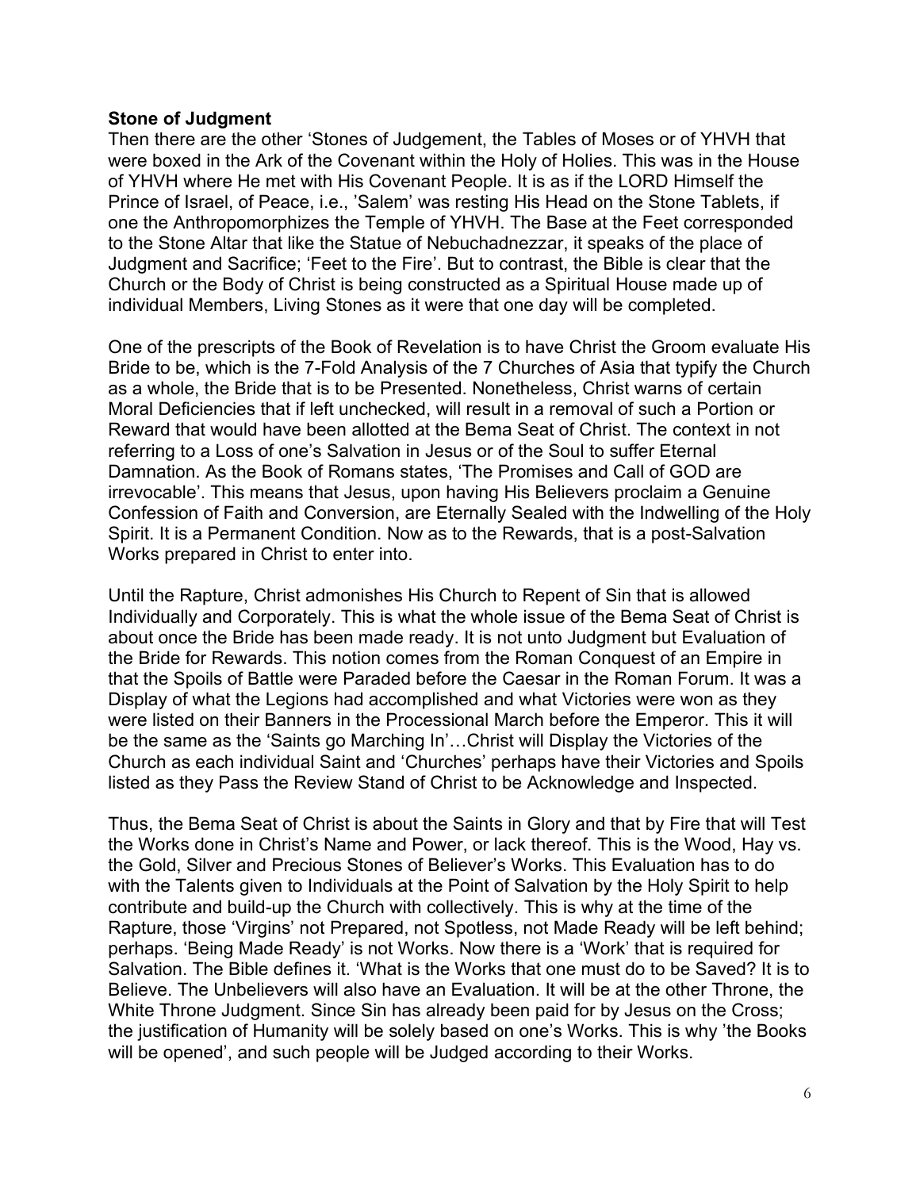**Stone of Judgment**

Then there are the other 'Stones of Judgement, the Tables of Moses or of YHVH that were boxed in the Ark of the Covenant within the Holy of Holies. This was in the House of YHVH where He met with His Covenant People. It is as if the LORD Himself the Prince of Israel, of Peace, i.e., 'Salem' was resting His Head on the Stone Tablets, if one the Anthropomorphizes the Temple of YHVH. The Base at the Feet corresponded to the Stone Altar that like the Statue of Nebuchadnezzar, it speaks of the place of Judgment and Sacrifice; 'Feet to the Fire'. But to contrast, the Bible is clear that the Church or the Body of Christ is being constructed as a Spiritual House made up of individual Members, Living Stones as it were that one day will be completed.

One of the prescripts of the Book of Revelation is to have Christ the Groom evaluate His Bride to be, which is the 7-Fold Analysis of the 7 Churches of Asia that typify the Church as a whole, the Bride that is to be Presented. Nonetheless, Christ warns of certain Moral Deficiencies that if left unchecked, will result in a removal of such a Portion or Reward that would have been allotted at the Bema Seat of Christ. The context in not referring to a Loss of one's Salvation in Jesus or of the Soul to suffer Eternal Damnation. As the Book of Romans states, 'The Promises and Call of GOD are irrevocable'. This means that Jesus, upon having His Believers proclaim a Genuine Confession of Faith and Conversion, are Eternally Sealed with the Indwelling of the Holy Spirit. It is a Permanent Condition. Now as to the Rewards, that is a post-Salvation Works prepared in Christ to enter into.

Until the Rapture, Christ admonishes His Church to Repent of Sin that is allowed Individually and Corporately. This is what the whole issue of the Bema Seat of Christ is about once the Bride has been made ready. It is not unto Judgment but Evaluation of the Bride for Rewards. This notion comes from the Roman Conquest of an Empire in that the Spoils of Battle were Paraded before the Caesar in the Roman Forum. It was a Display of what the Legions had accomplished and what Victories were won as they were listed on their Banners in the Processional March before the Emperor. This it will be the same as the 'Saints go Marching In'…Christ will Display the Victories of the Church as each individual Saint and 'Churches' perhaps have their Victories and Spoils listed as they Pass the Review Stand of Christ to be Acknowledge and Inspected.

Thus, the Bema Seat of Christ is about the Saints in Glory and that by Fire that will Test the Works done in Christ's Name and Power, or lack thereof. This is the Wood, Hay vs. the Gold, Silver and Precious Stones of Believer's Works. This Evaluation has to do with the Talents given to Individuals at the Point of Salvation by the Holy Spirit to help contribute and build-up the Church with collectively. This is why at the time of the Rapture, those 'Virgins' not Prepared, not Spotless, not Made Ready will be left behind; perhaps. 'Being Made Ready' is not Works. Now there is a 'Work' that is required for Salvation. The Bible defines it. 'What is the Works that one must do to be Saved? It is to Believe. The Unbelievers will also have an Evaluation. It will be at the other Throne, the White Throne Judgment. Since Sin has already been paid for by Jesus on the Cross; the justification of Humanity will be solely based on one's Works. This is why 'the Books will be opened', and such people will be Judged according to their Works.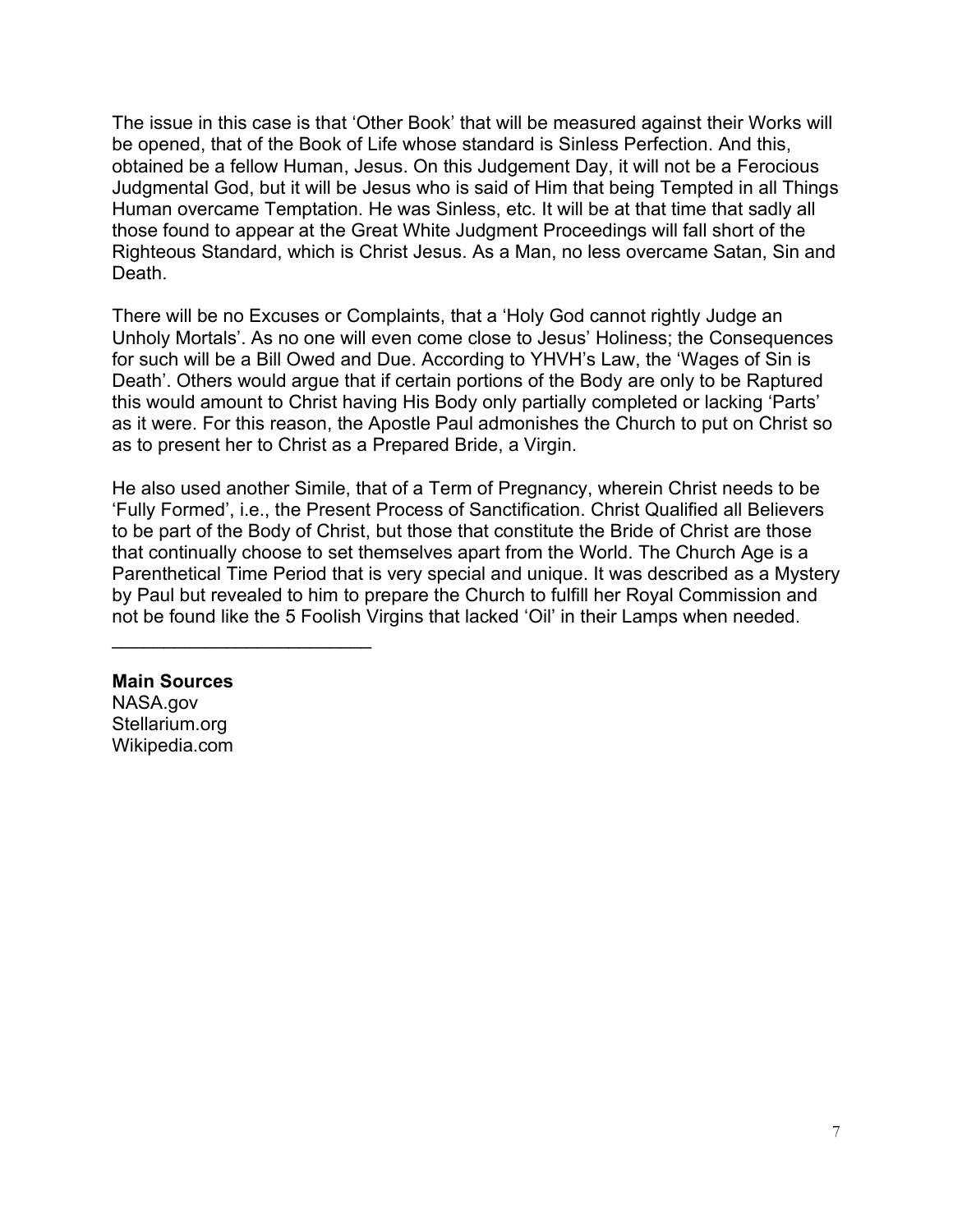The issue in this case is that 'Other Book' that will be measured against their Works will be opened, that of the Book of Life whose standard is Sinless Perfection. And this, obtained be a fellow Human, Jesus. On this Judgement Day, it will not be a Ferocious Judgmental God, but it will be Jesus who is said of Him that being Tempted in all Things Human overcame Temptation. He was Sinless, etc. It will be at that time that sadly all those found to appear at the Great White Judgment Proceedings will fall short of the Righteous Standard, which is Christ Jesus. As a Man, no less overcame Satan, Sin and Death.

There will be no Excuses or Complaints, that a 'Holy God cannot rightly Judge an Unholy Mortals'. As no one will even come close to Jesus' Holiness; the Consequences for such will be a Bill Owed and Due. According to YHVH's Law, the 'Wages of Sin is Death'. Others would argue that if certain portions of the Body are only to be Raptured this would amount to Christ having His Body only partially completed or lacking 'Parts' as it were. For this reason, the Apostle Paul admonishes the Church to put on Christ so as to present her to Christ as a Prepared Bride, a Virgin.

He also used another Simile, that of a Term of Pregnancy, wherein Christ needs to be 'Fully Formed', i.e., the Present Process of Sanctification. Christ Qualified all Believers to be part of the Body of Christ, but those that constitute the Bride of Christ are those that continually choose to set themselves apart from the World. The Church Age is a Parenthetical Time Period that is very special and unique. It was described as a Mystery by Paul but revealed to him to prepare the Church to fulfill her Royal Commission and not be found like the 5 Foolish Virgins that lacked 'Oil' in their Lamps when needed.

---

**Main Sources**
NASA.gov
Stellarium.org
Wikipedia.com